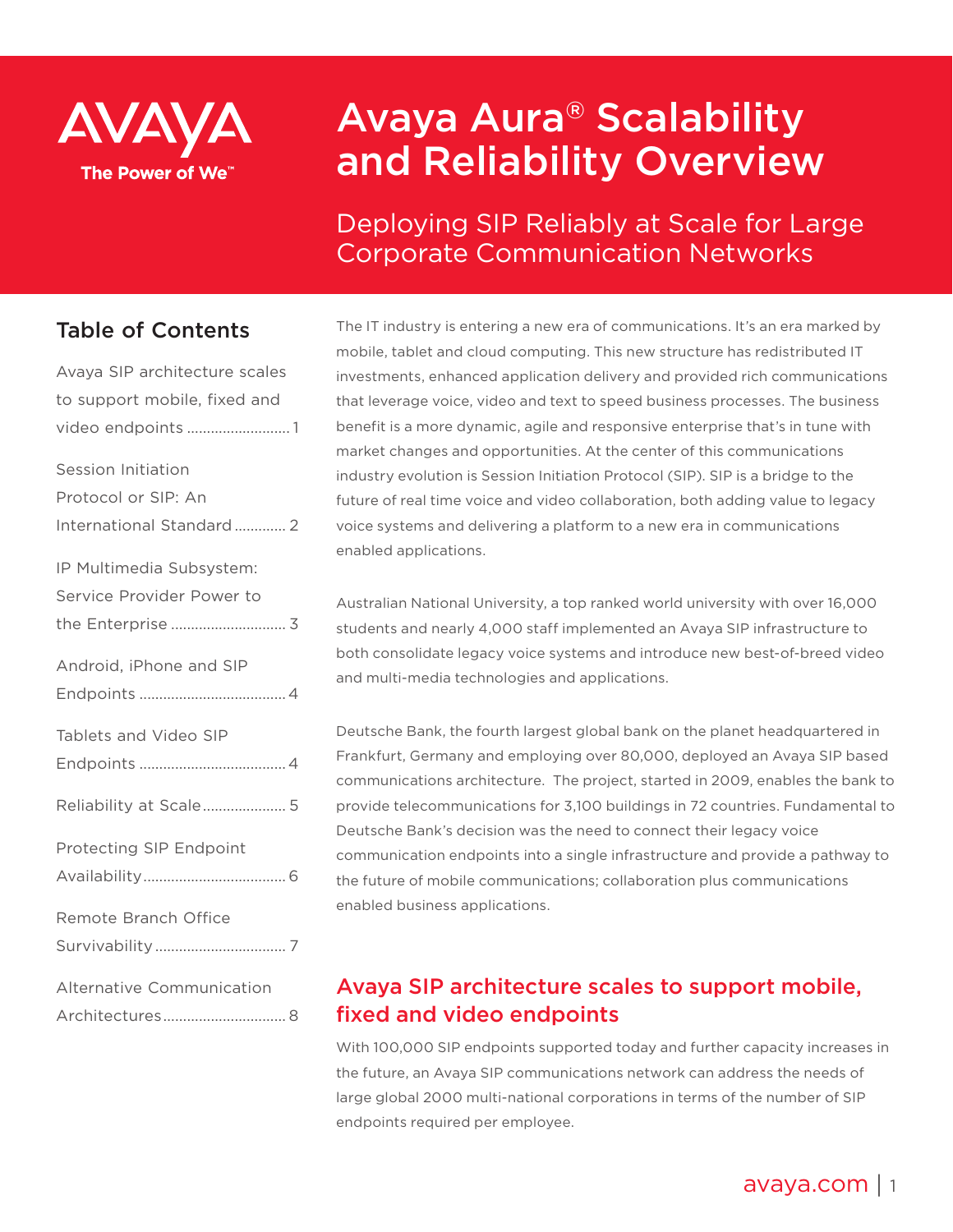AVAYA
The Power of We™

# Avaya Aura® Scalability and Reliability Overview

## Deploying SIP Reliably at Scale for Large Corporate Communication Networks

### Table of Contents

Avaya SIP architecture scales to support mobile, fixed and video endpoints .......................... 1

Session Initiation Protocol or SIP: An International Standard ............. 2

IP Multimedia Subsystem: Service Provider Power to the Enterprise ............................. 3

Android, iPhone and SIP Endpoints ..................................... 4

Tablets and Video SIP Endpoints ..................................... 4

Reliability at Scale ..................... 5

Protecting SIP Endpoint Availability .................................... 6

Remote Branch Office Survivability ................................. 7

Alternative Communication Architectures ............................... 8

The IT industry is entering a new era of communications. It's an era marked by mobile, tablet and cloud computing. This new structure has redistributed IT investments, enhanced application delivery and provided rich communications that leverage voice, video and text to speed business processes. The business benefit is a more dynamic, agile and responsive enterprise that's in tune with market changes and opportunities. At the center of this communications industry evolution is Session Initiation Protocol (SIP). SIP is a bridge to the future of real time voice and video collaboration, both adding value to legacy voice systems and delivering a platform to a new era in communications enabled applications.

Australian National University, a top ranked world university with over 16,000 students and nearly 4,000 staff implemented an Avaya SIP infrastructure to both consolidate legacy voice systems and introduce new best-of-breed video and multi-media technologies and applications.

Deutsche Bank, the fourth largest global bank on the planet headquartered in Frankfurt, Germany and employing over 80,000, deployed an Avaya SIP based communications architecture. The project, started in 2009, enables the bank to provide telecommunications for 3,100 buildings in 72 countries. Fundamental to Deutsche Bank's decision was the need to connect their legacy voice communication endpoints into a single infrastructure and provide a pathway to the future of mobile communications; collaboration plus communications enabled business applications.

## Avaya SIP architecture scales to support mobile, fixed and video endpoints

With 100,000 SIP endpoints supported today and further capacity increases in the future, an Avaya SIP communications network can address the needs of large global 2000 multi-national corporations in terms of the number of SIP endpoints required per employee.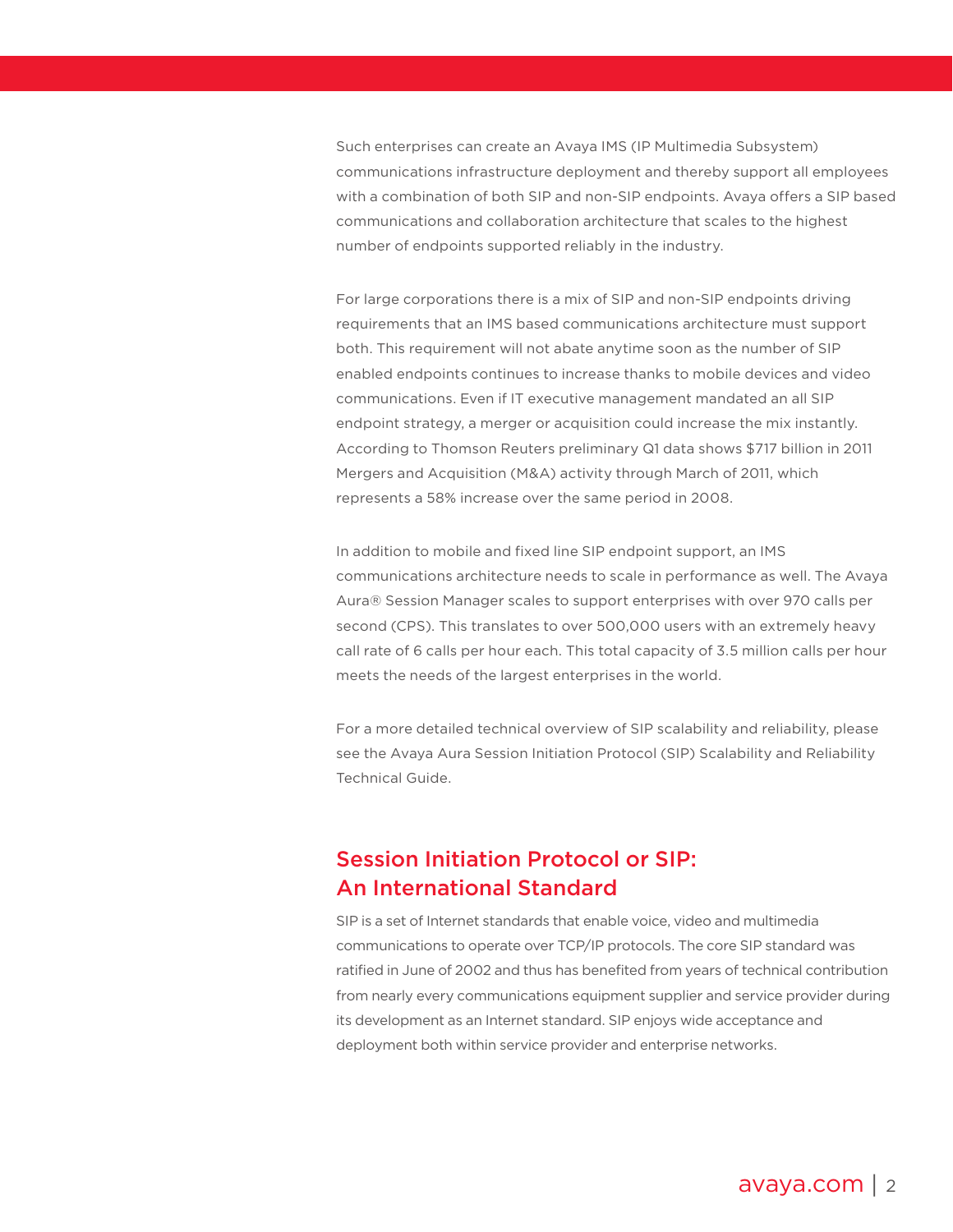Such enterprises can create an Avaya IMS (IP Multimedia Subsystem) communications infrastructure deployment and thereby support all employees with a combination of both SIP and non-SIP endpoints. Avaya offers a SIP based communications and collaboration architecture that scales to the highest number of endpoints supported reliably in the industry.

For large corporations there is a mix of SIP and non-SIP endpoints driving requirements that an IMS based communications architecture must support both. This requirement will not abate anytime soon as the number of SIP enabled endpoints continues to increase thanks to mobile devices and video communications. Even if IT executive management mandated an all SIP endpoint strategy, a merger or acquisition could increase the mix instantly. According to Thomson Reuters preliminary Q1 data shows $717 billion in 2011 Mergers and Acquisition (M&A) activity through March of 2011, which represents a 58% increase over the same period in 2008.

In addition to mobile and fixed line SIP endpoint support, an IMS communications architecture needs to scale in performance as well. The Avaya Aura® Session Manager scales to support enterprises with over 970 calls per second (CPS). This translates to over 500,000 users with an extremely heavy call rate of 6 calls per hour each. This total capacity of 3.5 million calls per hour meets the needs of the largest enterprises in the world.

For a more detailed technical overview of SIP scalability and reliability, please see the Avaya Aura Session Initiation Protocol (SIP) Scalability and Reliability Technical Guide.

## Session Initiation Protocol or SIP: An International Standard

SIP is a set of Internet standards that enable voice, video and multimedia communications to operate over TCP/IP protocols. The core SIP standard was ratified in June of 2002 and thus has benefited from years of technical contribution from nearly every communications equipment supplier and service provider during its development as an Internet standard. SIP enjoys wide acceptance and deployment both within service provider and enterprise networks.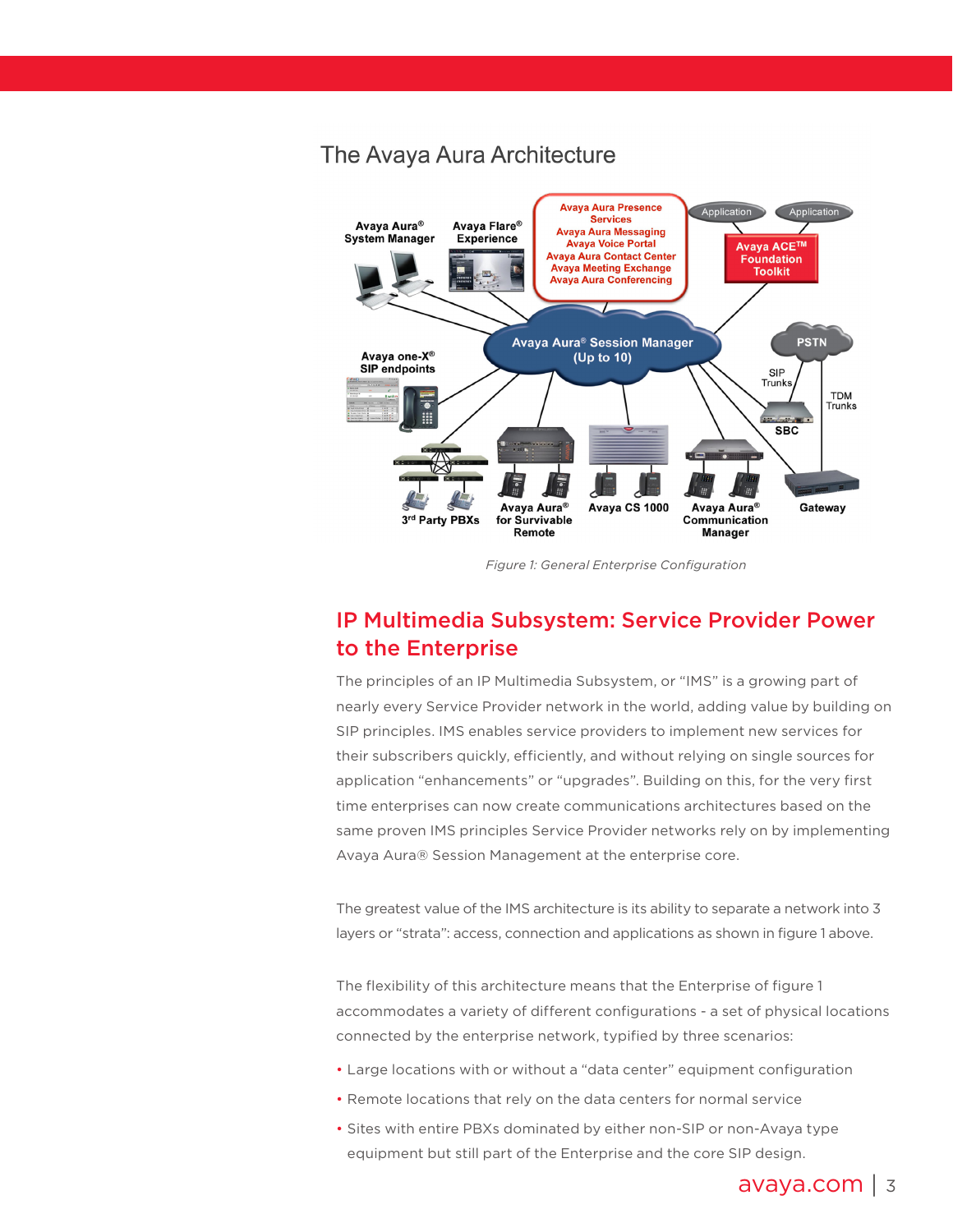## The Avaya Aura Architecture

*Figure 1: General Enterprise Configuration*

## IP Multimedia Subsystem: Service Provider Power to the Enterprise

The principles of an IP Multimedia Subsystem, or "IMS" is a growing part of nearly every Service Provider network in the world, adding value by building on SIP principles. IMS enables service providers to implement new services for their subscribers quickly, efficiently, and without relying on single sources for application "enhancements" or "upgrades". Building on this, for the very first time enterprises can now create communications architectures based on the same proven IMS principles Service Provider networks rely on by implementing Avaya Aura® Session Management at the enterprise core.

The greatest value of the IMS architecture is its ability to separate a network into 3 layers or "strata": access, connection and applications as shown in figure 1 above.

The flexibility of this architecture means that the Enterprise of figure 1 accommodates a variety of different configurations - a set of physical locations connected by the enterprise network, typified by three scenarios:

- Large locations with or without a "data center" equipment configuration
- Remote locations that rely on the data centers for normal service
- Sites with entire PBXs dominated by either non-SIP or non-Avaya type equipment but still part of the Enterprise and the core SIP design.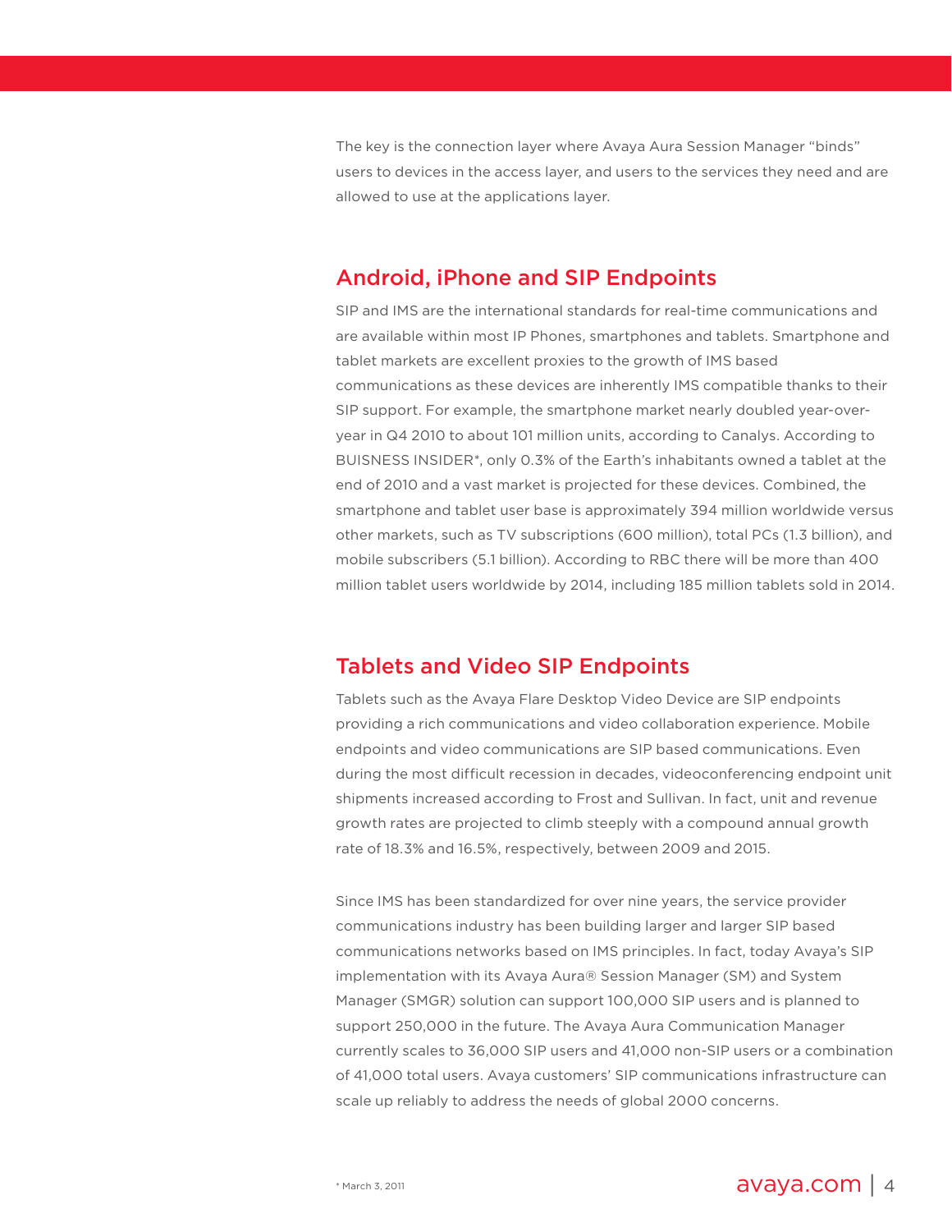The key is the connection layer where Avaya Aura Session Manager "binds" users to devices in the access layer, and users to the services they need and are allowed to use at the applications layer.

## Android, iPhone and SIP Endpoints

SIP and IMS are the international standards for real-time communications and are available within most IP Phones, smartphones and tablets. Smartphone and tablet markets are excellent proxies to the growth of IMS based communications as these devices are inherently IMS compatible thanks to their SIP support. For example, the smartphone market nearly doubled year-over-year in Q4 2010 to about 101 million units, according to Canalys. According to BUISNESS INSIDER*, only 0.3% of the Earth's inhabitants owned a tablet at the end of 2010 and a vast market is projected for these devices. Combined, the smartphone and tablet user base is approximately 394 million worldwide versus other markets, such as TV subscriptions (600 million), total PCs (1.3 billion), and mobile subscribers (5.1 billion). According to RBC there will be more than 400 million tablet users worldwide by 2014, including 185 million tablets sold in 2014.

## Tablets and Video SIP Endpoints

Tablets such as the Avaya Flare Desktop Video Device are SIP endpoints providing a rich communications and video collaboration experience. Mobile endpoints and video communications are SIP based communications. Even during the most difficult recession in decades, videoconferencing endpoint unit shipments increased according to Frost and Sullivan. In fact, unit and revenue growth rates are projected to climb steeply with a compound annual growth rate of 18.3% and 16.5%, respectively, between 2009 and 2015.

Since IMS has been standardized for over nine years, the service provider communications industry has been building larger and larger SIP based communications networks based on IMS principles. In fact, today Avaya's SIP implementation with its Avaya Aura® Session Manager (SM) and System Manager (SMGR) solution can support 100,000 SIP users and is planned to support 250,000 in the future. The Avaya Aura Communication Manager currently scales to 36,000 SIP users and 41,000 non-SIP users or a combination of 41,000 total users. Avaya customers' SIP communications infrastructure can scale up reliably to address the needs of global 2000 concerns.

* March 3, 2011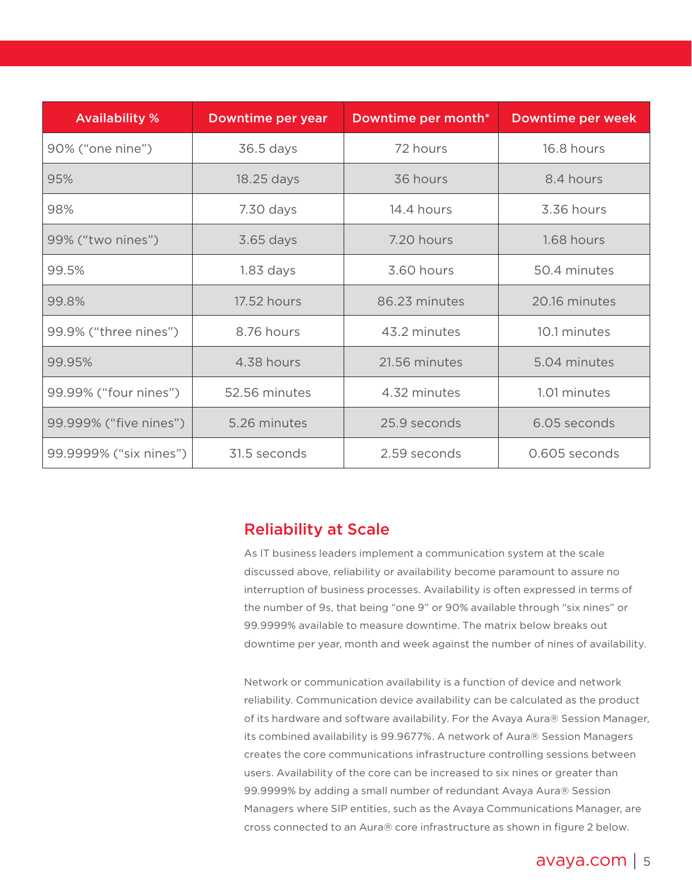| Availability % | Downtime per year | Downtime per month* | Downtime per week |
| --- | --- | --- | --- |
| 90% (“one nine”) | 36.5 days | 72 hours | 16.8 hours |
| 95% | 18.25 days | 36 hours | 8.4 hours |
| 98% | 7.30 days | 14.4 hours | 3.36 hours |
| 99% (“two nines”) | 3.65 days | 7.20 hours | 1.68 hours |
| 99.5% | 1.83 days | 3.60 hours | 50.4 minutes |
| 99.8% | 17.52 hours | 86.23 minutes | 20.16 minutes |
| 99.9% (“three nines”) | 8.76 hours | 43.2 minutes | 10.1 minutes |
| 99.95% | 4.38 hours | 21.56 minutes | 5.04 minutes |
| 99.99% (“four nines”) | 52.56 minutes | 4.32 minutes | 1.01 minutes |
| 99.999% (“five nines”) | 5.26 minutes | 25.9 seconds | 6.05 seconds |
| 99.9999% (“six nines”) | 31.5 seconds | 2.59 seconds | 0.605 seconds |

## Reliability at Scale

As IT business leaders implement a communication system at the scale discussed above, reliability or availability become paramount to assure no interruption of business processes. Availability is often expressed in terms of the number of 9s, that being “one 9” or 90% available through “six nines” or 99.9999% available to measure downtime. The matrix below breaks out downtime per year, month and week against the number of nines of availability.

Network or communication availability is a function of device and network reliability. Communication device availability can be calculated as the product of its hardware and software availability. For the Avaya Aura® Session Manager, its combined availability is 99.9677%. A network of Aura® Session Managers creates the core communications infrastructure controlling sessions between users. Availability of the core can be increased to six nines or greater than 99.9999% by adding a small number of redundant Avaya Aura® Session Managers where SIP entities, such as the Avaya Communications Manager, are cross connected to an Aura® core infrastructure as shown in figure 2 below.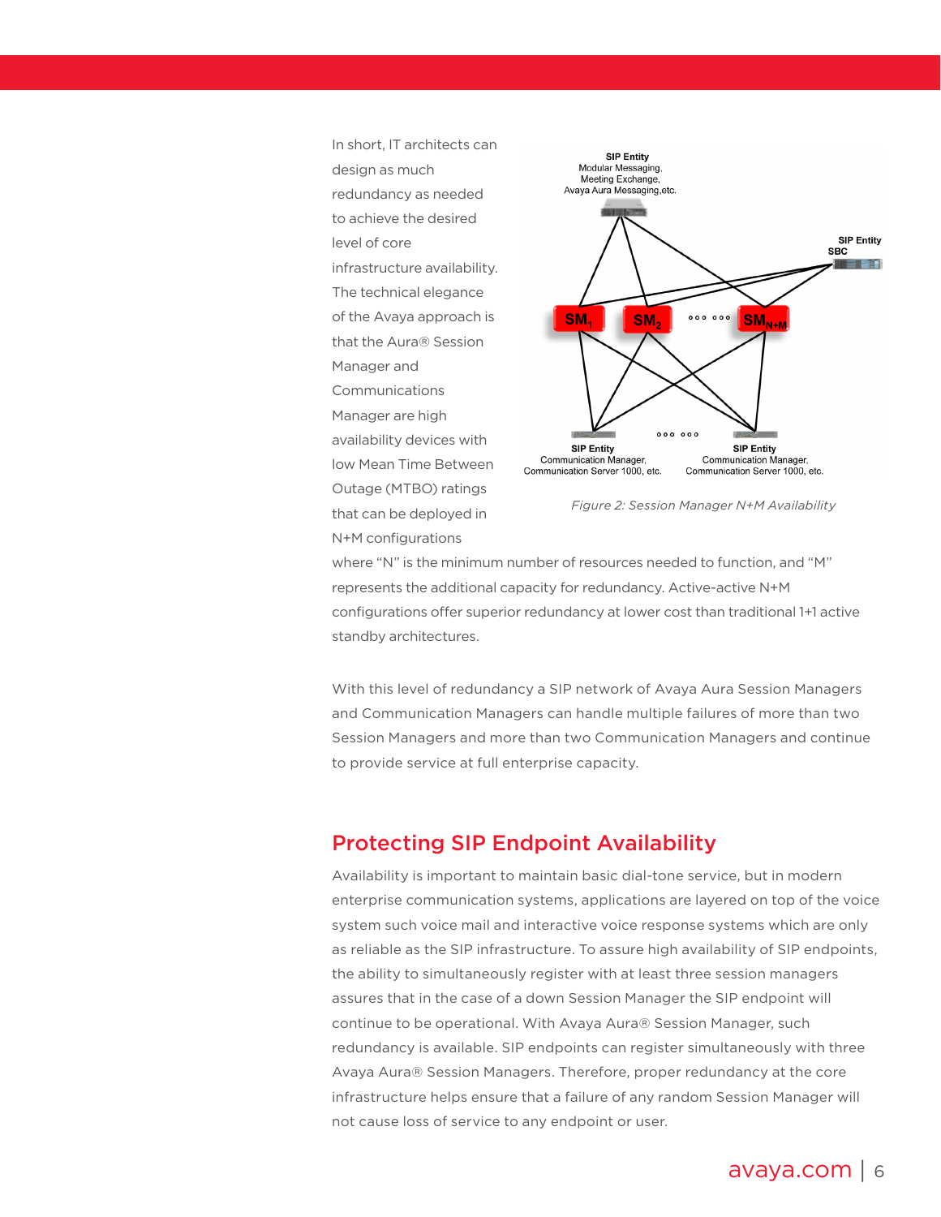In short, IT architects can design as much redundancy as needed to achieve the desired level of core infrastructure availability. The technical elegance of the Avaya approach is that the Aura® Session Manager and Communications Manager are high availability devices with low Mean Time Between Outage (MTBO) ratings that can be deployed in N+M configurations where "N" is the minimum number of resources needed to function, and "M" represents the additional capacity for redundancy. Active-active N+M configurations offer superior redundancy at lower cost than traditional 1+1 active standby architectures.

*Figure 2: Session Manager N+M Availability*

With this level of redundancy a SIP network of Avaya Aura Session Managers and Communication Managers can handle multiple failures of more than two Session Managers and more than two Communication Managers and continue to provide service at full enterprise capacity.

## Protecting SIP Endpoint Availability

Availability is important to maintain basic dial-tone service, but in modern enterprise communication systems, applications are layered on top of the voice system such voice mail and interactive voice response systems which are only as reliable as the SIP infrastructure. To assure high availability of SIP endpoints, the ability to simultaneously register with at least three session managers assures that in the case of a down Session Manager the SIP endpoint will continue to be operational. With Avaya Aura® Session Manager, such redundancy is available. SIP endpoints can register simultaneously with three Avaya Aura® Session Managers. Therefore, proper redundancy at the core infrastructure helps ensure that a failure of any random Session Manager will not cause loss of service to any endpoint or user.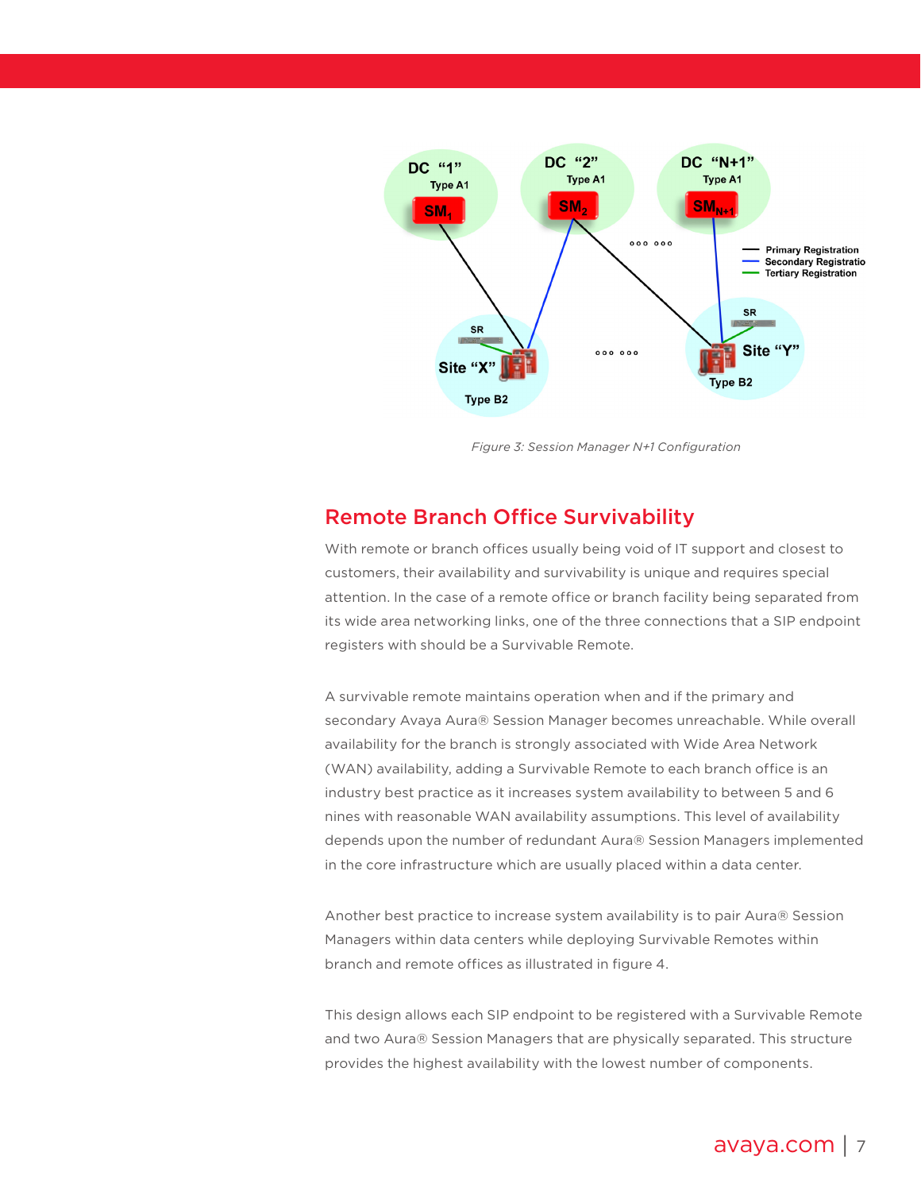Figure 3: Session Manager N+1 Configuration

## Remote Branch Office Survivability

With remote or branch offices usually being void of IT support and closest to customers, their availability and survivability is unique and requires special attention. In the case of a remote office or branch facility being separated from its wide area networking links, one of the three connections that a SIP endpoint registers with should be a Survivable Remote.

A survivable remote maintains operation when and if the primary and secondary Avaya Aura® Session Manager becomes unreachable. While overall availability for the branch is strongly associated with Wide Area Network (WAN) availability, adding a Survivable Remote to each branch office is an industry best practice as it increases system availability to between 5 and 6 nines with reasonable WAN availability assumptions. This level of availability depends upon the number of redundant Aura® Session Managers implemented in the core infrastructure which are usually placed within a data center.

Another best practice to increase system availability is to pair Aura® Session Managers within data centers while deploying Survivable Remotes within branch and remote offices as illustrated in figure 4.

This design allows each SIP endpoint to be registered with a Survivable Remote and two Aura® Session Managers that are physically separated. This structure provides the highest availability with the lowest number of components.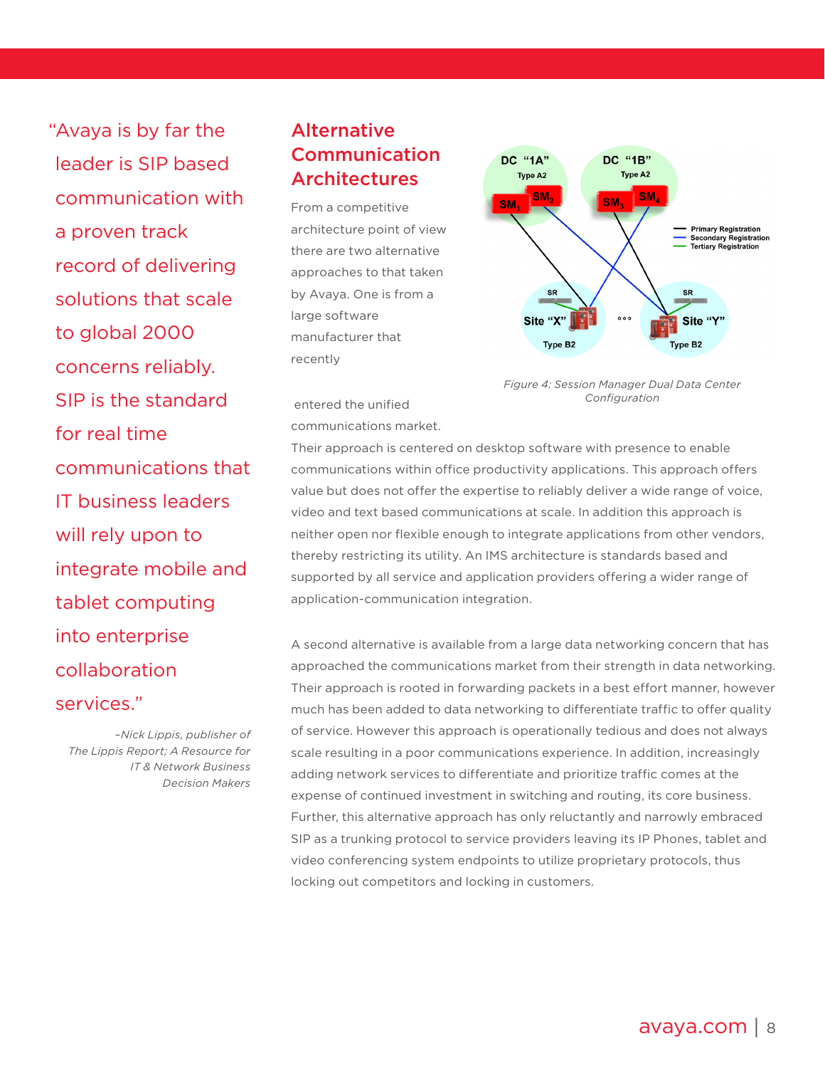> "Avaya is by far the leader is SIP based communication with a proven track record of delivering solutions that scale to global 2000 concerns reliably. SIP is the standard for real time communications that IT business leaders will rely upon to integrate mobile and tablet computing into enterprise collaboration services."
>
> *–Nick Lippis, publisher of The Lippis Report; A Resource for IT & Network Business Decision Makers*

## Alternative Communication Architectures

From a competitive architecture point of view there are two alternative approaches to that taken by Avaya. One is from a large software manufacturer that recently entered the unified communications market. Their approach is centered on desktop software with presence to enable communications within office productivity applications. This approach offers value but does not offer the expertise to reliably deliver a wide range of voice, video and text based communications at scale. In addition this approach is neither open nor flexible enough to integrate applications from other vendors, thereby restricting its utility. An IMS architecture is standards based and supported by all service and application providers offering a wider range of application-communication integration.

*Figure 4: Session Manager Dual Data Center Configuration*

A second alternative is available from a large data networking concern that has approached the communications market from their strength in data networking. Their approach is rooted in forwarding packets in a best effort manner, however much has been added to data networking to differentiate traffic to offer quality of service. However this approach is operationally tedious and does not always scale resulting in a poor communications experience. In addition, increasingly adding network services to differentiate and prioritize traffic comes at the expense of continued investment in switching and routing, its core business. Further, this alternative approach has only reluctantly and narrowly embraced SIP as a trunking protocol to service providers leaving its IP Phones, tablet and video conferencing system endpoints to utilize proprietary protocols, thus locking out competitors and locking in customers.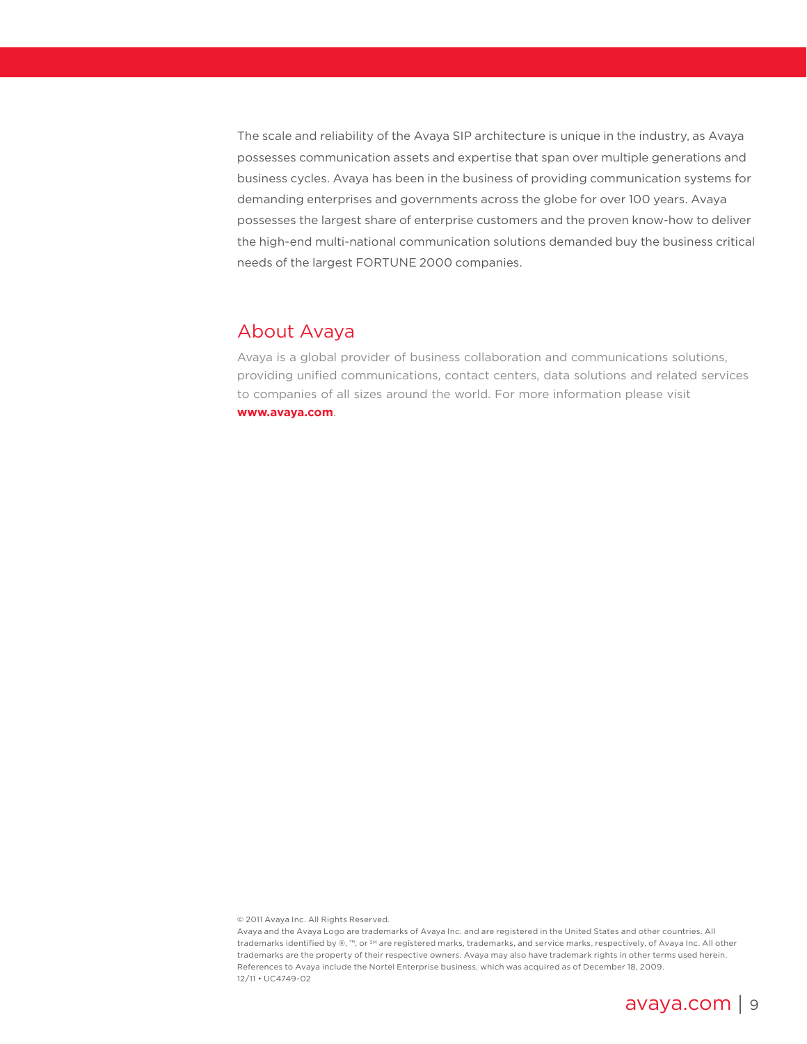The scale and reliability of the Avaya SIP architecture is unique in the industry, as Avaya possesses communication assets and expertise that span over multiple generations and business cycles. Avaya has been in the business of providing communication systems for demanding enterprises and governments across the globe for over 100 years. Avaya possesses the largest share of enterprise customers and the proven know-how to deliver the high-end multi-national communication solutions demanded buy the business critical needs of the largest FORTUNE 2000 companies.

## About Avaya

Avaya is a global provider of business collaboration and communications solutions, providing unified communications, contact centers, data solutions and related services to companies of all sizes around the world. For more information please visit **www.avaya.com**.

© 2011 Avaya Inc. All Rights Reserved.
Avaya and the Avaya Logo are trademarks of Avaya Inc. and are registered in the United States and other countries. All trademarks identified by ®, ™, or ℠ are registered marks, trademarks, and service marks, respectively, of Avaya Inc. All other trademarks are the property of their respective owners. Avaya may also have trademark rights in other terms used herein. References to Avaya include the Nortel Enterprise business, which was acquired as of December 18, 2009.
12/11 • UC4749-02